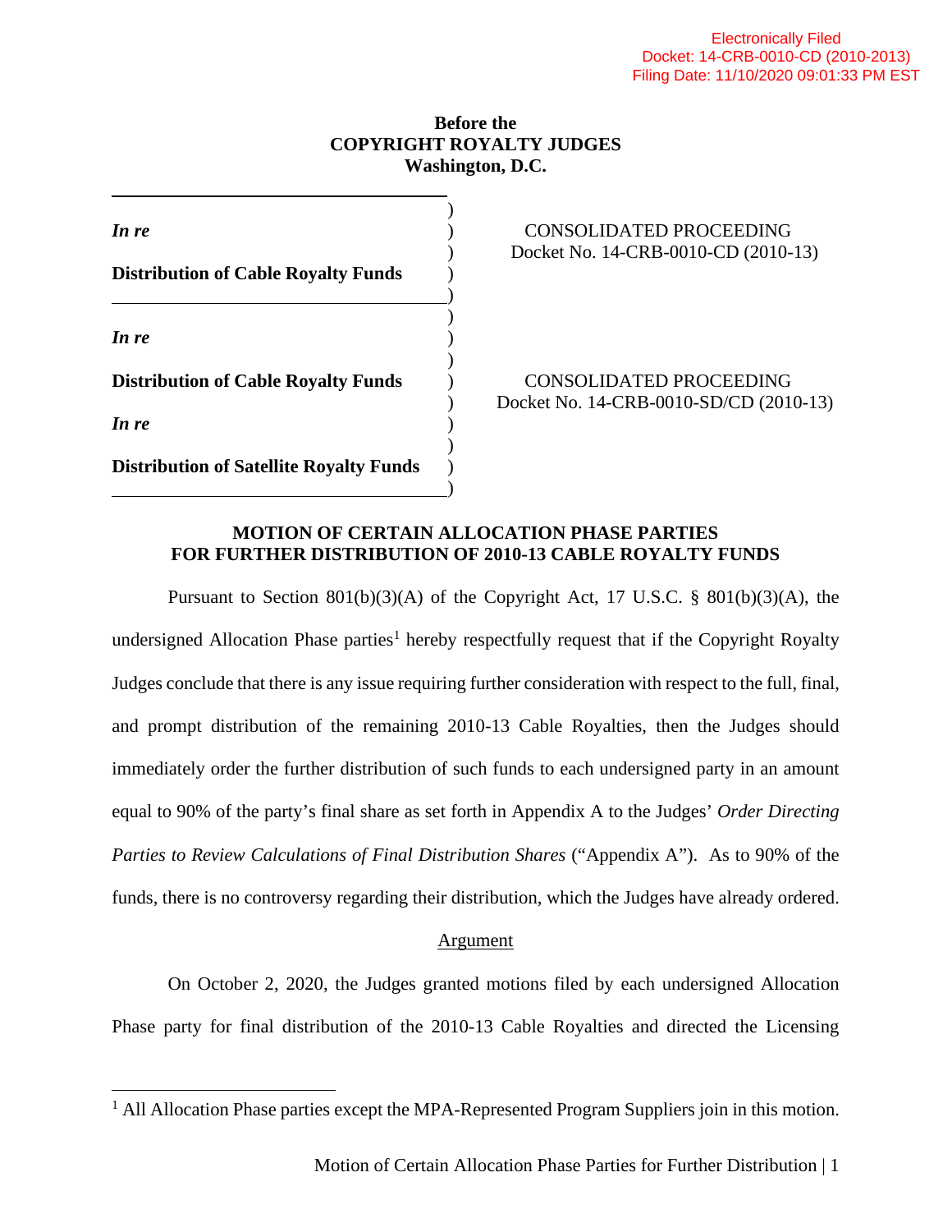Electronically Filed
Docket: 14-CRB-0010-CD (2010-2013)
Filing Date: 11/10/2020 09:01:33 PM EST

**Before the**
**COPYRIGHT ROYALTY JUDGES**
**Washington, D.C.**

| | |
|---|---|
| ***In re*** **Distribution of Cable Royalty Funds** | CONSOLIDATED PROCEEDING Docket No. 14-CRB-0010-CD (2010-13) |
| ***In re*** **Distribution of Cable Royalty Funds** ***In re*** **Distribution of Satellite Royalty Funds** | CONSOLIDATED PROCEEDING Docket No. 14-CRB-0010-SD/CD (2010-13) |

**MOTION OF CERTAIN ALLOCATION PHASE PARTIES FOR FURTHER DISTRIBUTION OF 2010-13 CABLE ROYALTY FUNDS**

Pursuant to Section 801(b)(3)(A) of the Copyright Act, 17 U.S.C. § 801(b)(3)(A), the undersigned Allocation Phase parties[1] hereby respectfully request that if the Copyright Royalty Judges conclude that there is any issue requiring further consideration with respect to the full, final, and prompt distribution of the remaining 2010-13 Cable Royalties, then the Judges should immediately order the further distribution of such funds to each undersigned party in an amount equal to 90% of the party's final share as set forth in Appendix A to the Judges' *Order Directing Parties to Review Calculations of Final Distribution Shares* ("Appendix A"). As to 90% of the funds, there is no controversy regarding their distribution, which the Judges have already ordered.

Argument

On October 2, 2020, the Judges granted motions filed by each undersigned Allocation Phase party for final distribution of the 2010-13 Cable Royalties and directed the Licensing

[1] All Allocation Phase parties except the MPA-Represented Program Suppliers join in this motion.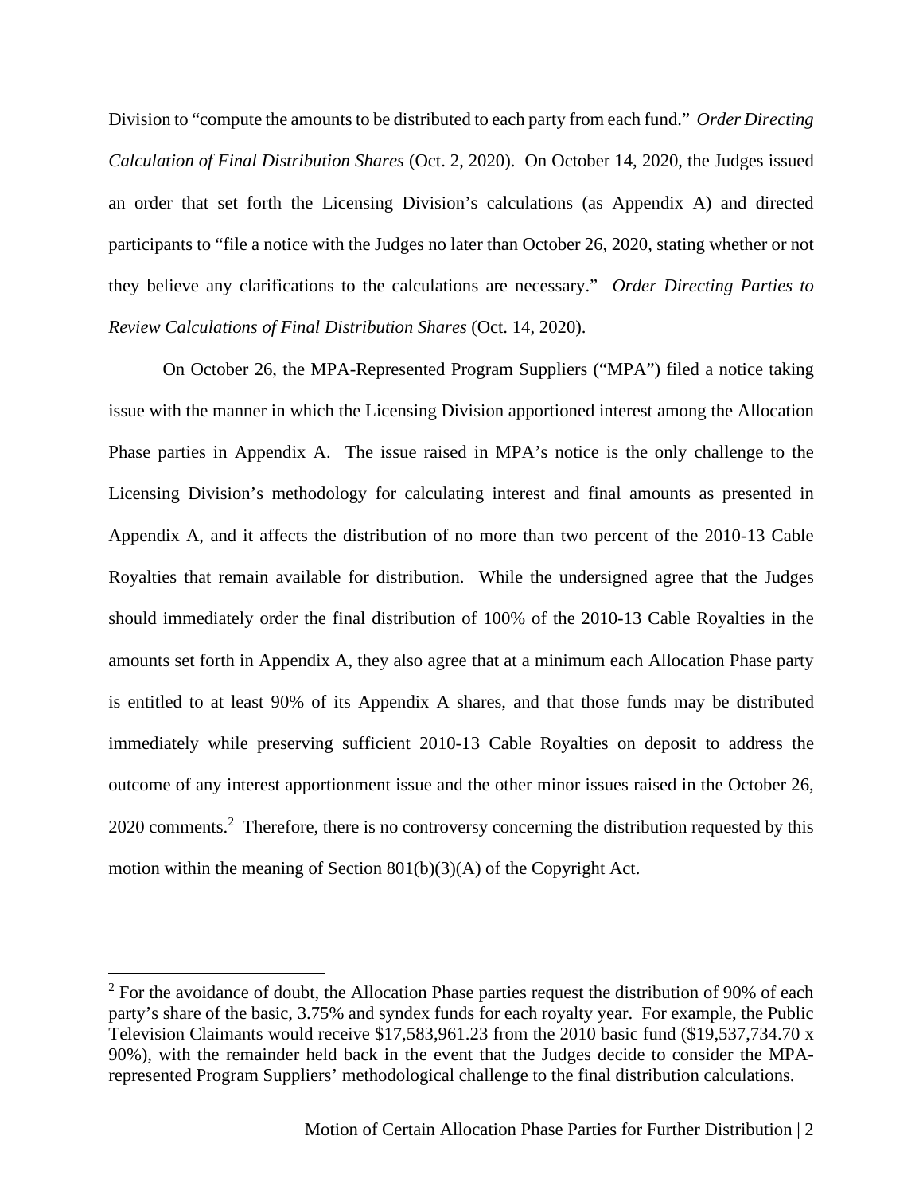Division to "compute the amounts to be distributed to each party from each fund." *Order Directing Calculation of Final Distribution Shares* (Oct. 2, 2020). On October 14, 2020, the Judges issued an order that set forth the Licensing Division's calculations (as Appendix A) and directed participants to "file a notice with the Judges no later than October 26, 2020, stating whether or not they believe any clarifications to the calculations are necessary." *Order Directing Parties to Review Calculations of Final Distribution Shares* (Oct. 14, 2020).

On October 26, the MPA-Represented Program Suppliers ("MPA") filed a notice taking issue with the manner in which the Licensing Division apportioned interest among the Allocation Phase parties in Appendix A. The issue raised in MPA's notice is the only challenge to the Licensing Division's methodology for calculating interest and final amounts as presented in Appendix A, and it affects the distribution of no more than two percent of the 2010-13 Cable Royalties that remain available for distribution. While the undersigned agree that the Judges should immediately order the final distribution of 100% of the 2010-13 Cable Royalties in the amounts set forth in Appendix A, they also agree that at a minimum each Allocation Phase party is entitled to at least 90% of its Appendix A shares, and that those funds may be distributed immediately while preserving sufficient 2010-13 Cable Royalties on deposit to address the outcome of any interest apportionment issue and the other minor issues raised in the October 26, 2020 comments.[2] Therefore, there is no controversy concerning the distribution requested by this motion within the meaning of Section 801(b)(3)(A) of the Copyright Act.

[2] For the avoidance of doubt, the Allocation Phase parties request the distribution of 90% of each party's share of the basic, 3.75% and syndex funds for each royalty year. For example, the Public Television Claimants would receive $17,583,961.23 from the 2010 basic fund ($19,537,734.70 x 90%), with the remainder held back in the event that the Judges decide to consider the MPA-represented Program Suppliers' methodological challenge to the final distribution calculations.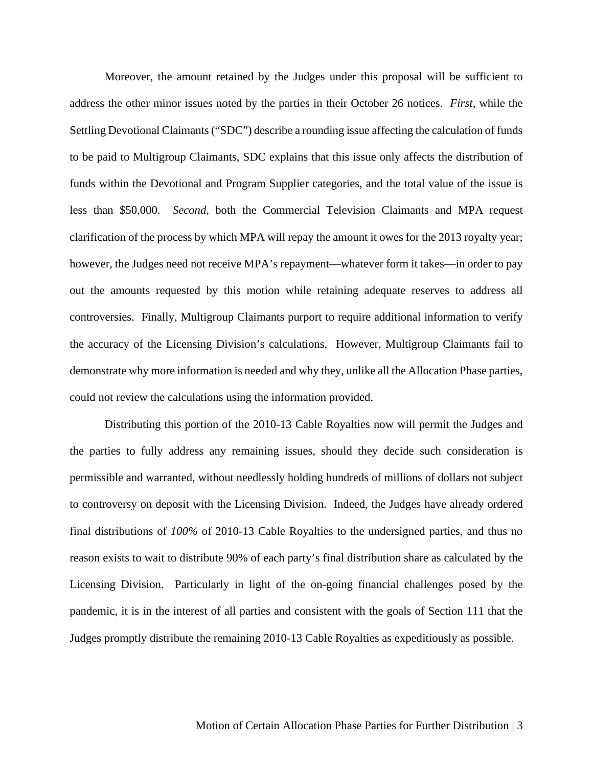Moreover, the amount retained by the Judges under this proposal will be sufficient to address the other minor issues noted by the parties in their October 26 notices. *First*, while the Settling Devotional Claimants ("SDC") describe a rounding issue affecting the calculation of funds to be paid to Multigroup Claimants, SDC explains that this issue only affects the distribution of funds within the Devotional and Program Supplier categories, and the total value of the issue is less than $50,000. *Second*, both the Commercial Television Claimants and MPA request clarification of the process by which MPA will repay the amount it owes for the 2013 royalty year; however, the Judges need not receive MPA's repayment—whatever form it takes—in order to pay out the amounts requested by this motion while retaining adequate reserves to address all controversies. Finally, Multigroup Claimants purport to require additional information to verify the accuracy of the Licensing Division's calculations. However, Multigroup Claimants fail to demonstrate why more information is needed and why they, unlike all the Allocation Phase parties, could not review the calculations using the information provided.

Distributing this portion of the 2010-13 Cable Royalties now will permit the Judges and the parties to fully address any remaining issues, should they decide such consideration is permissible and warranted, without needlessly holding hundreds of millions of dollars not subject to controversy on deposit with the Licensing Division. Indeed, the Judges have already ordered final distributions of *100%* of 2010-13 Cable Royalties to the undersigned parties, and thus no reason exists to wait to distribute 90% of each party's final distribution share as calculated by the Licensing Division. Particularly in light of the on-going financial challenges posed by the pandemic, it is in the interest of all parties and consistent with the goals of Section 111 that the Judges promptly distribute the remaining 2010-13 Cable Royalties as expeditiously as possible.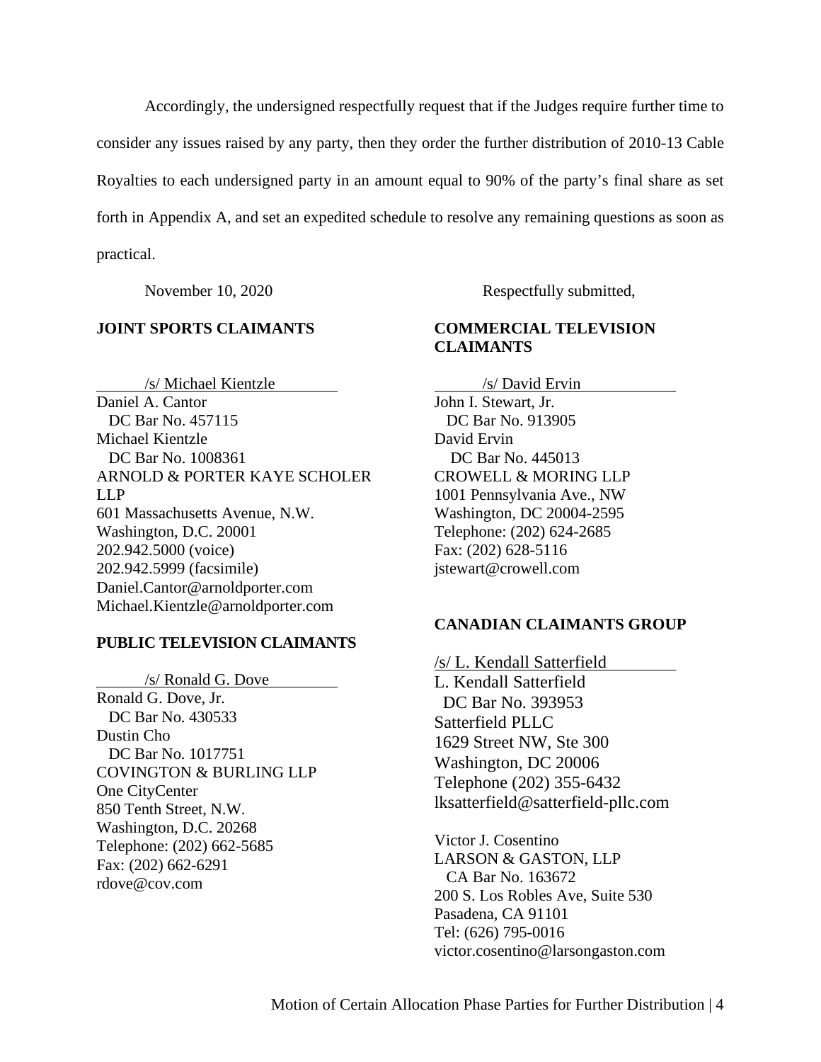Accordingly, the undersigned respectfully request that if the Judges require further time to consider any issues raised by any party, then they order the further distribution of 2010-13 Cable Royalties to each undersigned party in an amount equal to 90% of the party's final share as set forth in Appendix A, and set an expedited schedule to resolve any remaining questions as soon as practical.

November 10, 2020

Respectfully submitted,

**JOINT SPORTS CLAIMANTS**

/s/ Michael Kientzle
Daniel A. Cantor
DC Bar No. 457115
Michael Kientzle
DC Bar No. 1008361
ARNOLD & PORTER KAYE SCHOLER LLP
601 Massachusetts Avenue, N.W.
Washington, D.C. 20001
202.942.5000 (voice)
202.942.5999 (facsimile)
Daniel.Cantor@arnoldporter.com
Michael.Kientzle@arnoldporter.com

**PUBLIC TELEVISION CLAIMANTS**

/s/ Ronald G. Dove
Ronald G. Dove, Jr.
DC Bar No. 430533
Dustin Cho
DC Bar No. 1017751
COVINGTON & BURLING LLP
One CityCenter
850 Tenth Street, N.W.
Washington, D.C. 20268
Telephone: (202) 662-5685
Fax: (202) 662-6291
rdove@cov.com

**COMMERCIAL TELEVISION CLAIMANTS**

/s/ David Ervin
John I. Stewart, Jr.
DC Bar No. 913905
David Ervin
DC Bar No. 445013
CROWELL & MORING LLP
1001 Pennsylvania Ave., NW
Washington, DC 20004-2595
Telephone: (202) 624-2685
Fax: (202) 628-5116
jstewart@crowell.com

**CANADIAN CLAIMANTS GROUP**

/s/ L. Kendall Satterfield
L. Kendall Satterfield
DC Bar No. 393953
Satterfield PLLC
1629 Street NW, Ste 300
Washington, DC 20006
Telephone (202) 355-6432
lksatterfield@satterfield-pllc.com

Victor J. Cosentino
LARSON & GASTON, LLP
CA Bar No. 163672
200 S. Los Robles Ave, Suite 530
Pasadena, CA 91101
Tel: (626) 795-0016
victor.cosentino@larsongaston.com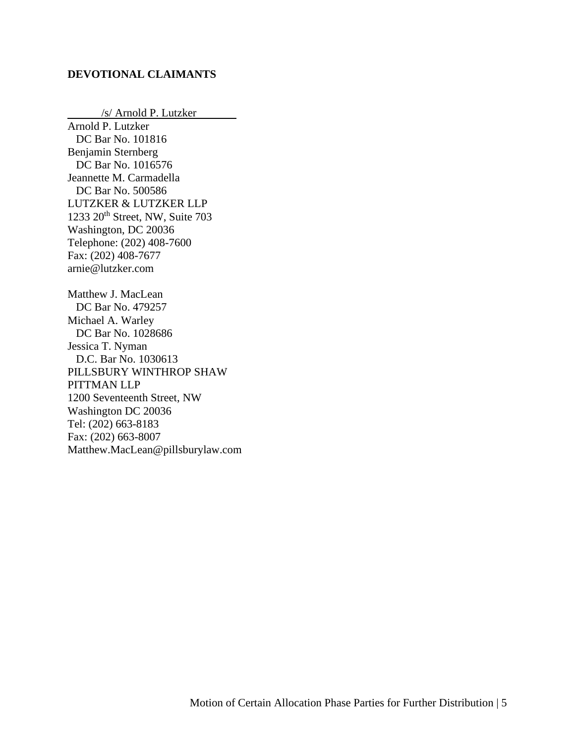**DEVOTIONAL CLAIMANTS**

/s/ Arnold P. Lutzker

Arnold P. Lutzker
DC Bar No. 101816
Benjamin Sternberg
DC Bar No. 1016576
Jeannette M. Carmadella
DC Bar No. 500586
LUTZKER & LUTZKER LLP
1233 20th Street, NW, Suite 703
Washington, DC 20036
Telephone: (202) 408-7600
Fax: (202) 408-7677
arnie@lutzker.com

Matthew J. MacLean
DC Bar No. 479257
Michael A. Warley
DC Bar No. 1028686
Jessica T. Nyman
D.C. Bar No. 1030613
PILLSBURY WINTHROP SHAW
PITTMAN LLP
1200 Seventeenth Street, NW
Washington DC 20036
Tel: (202) 663-8183
Fax: (202) 663-8007
Matthew.MacLean@pillsburylaw.com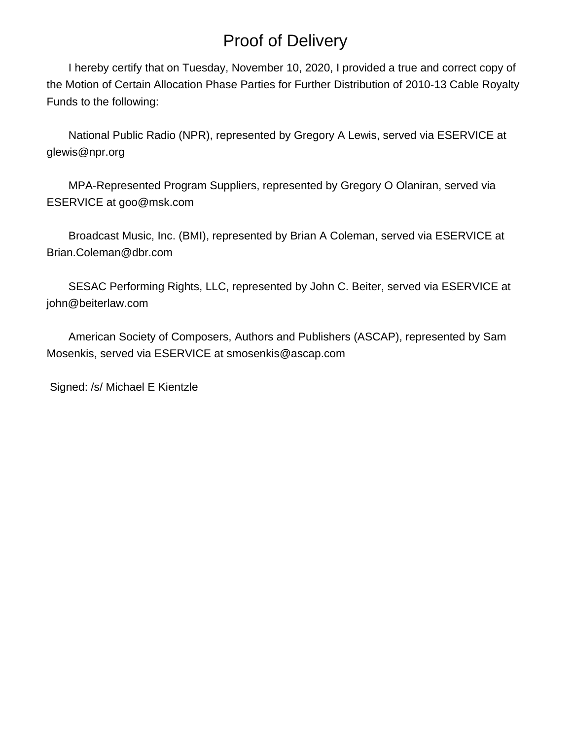# Proof of Delivery

I hereby certify that on Tuesday, November 10, 2020, I provided a true and correct copy of the Motion of Certain Allocation Phase Parties for Further Distribution of 2010-13 Cable Royalty Funds to the following:

National Public Radio (NPR), represented by Gregory A Lewis, served via ESERVICE at glewis@npr.org

MPA-Represented Program Suppliers, represented by Gregory O Olaniran, served via ESERVICE at goo@msk.com

Broadcast Music, Inc. (BMI), represented by Brian A Coleman, served via ESERVICE at Brian.Coleman@dbr.com

SESAC Performing Rights, LLC, represented by John C. Beiter, served via ESERVICE at john@beiterlaw.com

American Society of Composers, Authors and Publishers (ASCAP), represented by Sam Mosenkis, served via ESERVICE at smosenkis@ascap.com

Signed: /s/ Michael E Kientzle